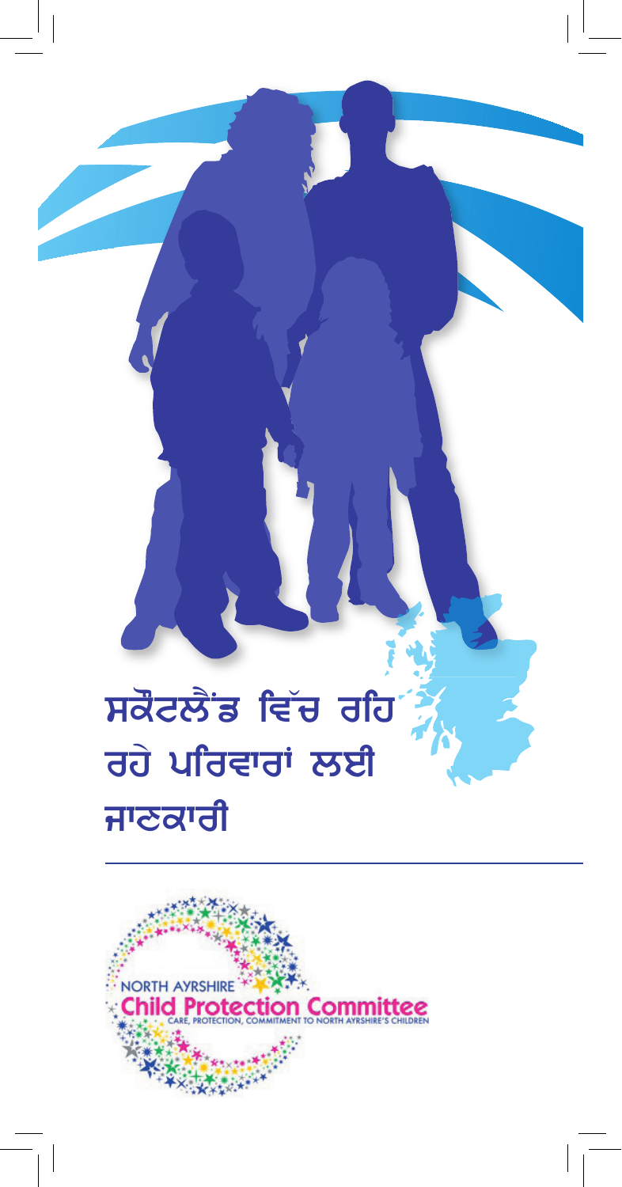# ਸਕੌਟਲੈਂਡ ਵਿੱਚ ਰਹਿ ਰਹੇ ਪਰਿਵਾਰਾਂ ਲਈ ਜਾਣਕਾਰੀ

NORTH AYRSHIRE
Child Protection Committee
CARE, PROTECTION, COMMITMENT TO NORTH AYRSHIRE'S CHILDREN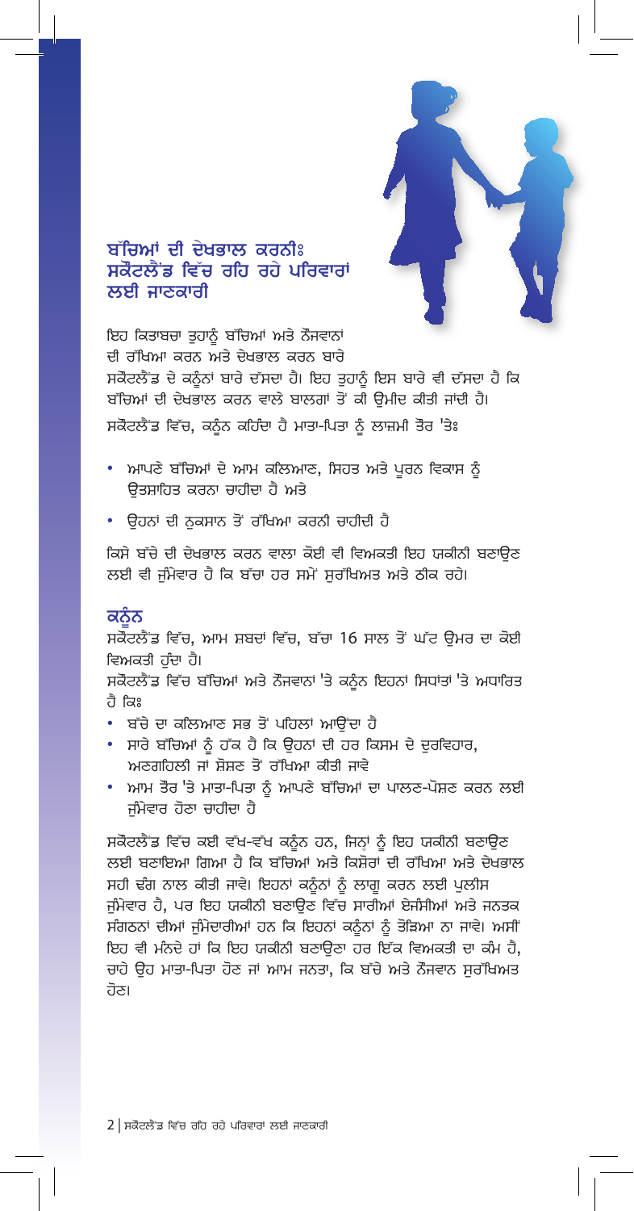# ਬੱਚਿਆਂ ਦੀ ਦੇਖਭਾਲ ਕਰਨੀਃ ਸਕੌਟਲੈਂਡ ਵਿੱਚ ਰਹਿ ਰਹੇ ਪਰਿਵਾਰਾਂ ਲਈ ਜਾਣਕਾਰੀ

ਇਹ ਕਿਤਾਬਚਾ ਤੁਹਾਨੂੰ ਬੱਚਿਆਂ ਅਤੇ ਨੌਜਵਾਨਾਂ ਦੀ ਰੱਖਿਆ ਕਰਨ ਅਤੇ ਦੇਖਭਾਲ ਕਰਨ ਬਾਰੇ ਸਕੌਟਲੈਂਡ ਦੇ ਕਨੂੰਨਾਂ ਬਾਰੇ ਦੱਸਦਾ ਹੈ। ਇਹ ਤੁਹਾਨੂੰ ਇਸ ਬਾਰੇ ਵੀ ਦੱਸਦਾ ਹੈ ਕਿ ਬੱਚਿਆਂ ਦੀ ਦੇਖਭਾਲ ਕਰਨ ਵਾਲੇ ਬਾਲਗਾਂ ਤੋਂ ਕੀ ਉਮੀਦ ਕੀਤੀ ਜਾਂਦੀ ਹੈ।

ਸਕੌਟਲੈਂਡ ਵਿੱਚ, ਕਨੂੰਨ ਕਹਿੰਦਾ ਹੈ ਮਾਤਾ-ਪਿਤਾ ਨੂੰ ਲਾਜ਼ਮੀ ਤੌਰ 'ਤੇਃ

- ਆਪਣੇ ਬੱਚਿਆਂ ਦੇ ਆਮ ਕਲਿਆਣ, ਸਿਹਤ ਅਤੇ ਪੂਰਨ ਵਿਕਾਸ ਨੂੰ ਉਤਸ਼ਾਹਿਤ ਕਰਨਾ ਚਾਹੀਦਾ ਹੈ ਅਤੇ
- ਉਹਨਾਂ ਦੀ ਨੁਕਸਾਨ ਤੋਂ ਰੱਖਿਆ ਕਰਨੀ ਚਾਹੀਦੀ ਹੈ

ਕਿਸੇ ਬੱਚੇ ਦੀ ਦੇਖਭਾਲ ਕਰਨ ਵਾਲਾ ਕੋਈ ਵੀ ਵਿਅਕਤੀ ਇਹ ਯਕੀਨੀ ਬਣਾਉਣ ਲਈ ਵੀ ਜ਼ੁੰਮੇਵਾਰ ਹੈ ਕਿ ਬੱਚਾ ਹਰ ਸਮੇਂ ਸੁਰੱਖਿਅਤ ਅਤੇ ਠੀਕ ਰਹੇ।

## ਕਨੂੰਨ

ਸਕੌਟਲੈਂਡ ਵਿੱਚ, ਆਮ ਸ਼ਬਦਾਂ ਵਿੱਚ, ਬੱਚਾ 16 ਸਾਲ ਤੋਂ ਘੱਟ ਉਮਰ ਦਾ ਕੋਈ ਵਿਅਕਤੀ ਹੁੰਦਾ ਹੈ।

ਸਕੌਟਲੈਂਡ ਵਿੱਚ ਬੱਚਿਆਂ ਅਤੇ ਨੌਜਵਾਨਾਂ 'ਤੇ ਕਨੂੰਨ ਇਹਨਾਂ ਸਿਧਾਂਤਾਂ 'ਤੇ ਅਧਾਰਿਤ ਹੈ ਕਿਃ

- ਬੱਚੇ ਦਾ ਕਲਿਆਣ ਸਭ ਤੋਂ ਪਹਿਲਾਂ ਆਉਂਦਾ ਹੈ
- ਸਾਰੇ ਬੱਚਿਆਂ ਨੂੰ ਹੱਕ ਹੈ ਕਿ ਉਹਨਾਂ ਦੀ ਹਰ ਕਿਸਮ ਦੇ ਦੁਰਵਿਹਾਰ, ਅਣਗਹਿਲੀ ਜਾਂ ਸ਼ੋਸ਼ਣ ਤੋਂ ਰੱਖਿਆ ਕੀਤੀ ਜਾਵੇ
- ਆਮ ਤੌਰ 'ਤੇ ਮਾਤਾ-ਪਿਤਾ ਨੂੰ ਆਪਣੇ ਬੱਚਿਆਂ ਦਾ ਪਾਲਣ-ਪੋਸ਼ਣ ਕਰਨ ਲਈ ਜ਼ੁੰਮੇਵਾਰ ਹੋਣਾ ਚਾਹੀਦਾ ਹੈ

ਸਕੌਟਲੈਂਡ ਵਿੱਚ ਕਈ ਵੱਖ-ਵੱਖ ਕਨੂੰਨ ਹਨ, ਜਿਨ੍ਹਾਂ ਨੂੰ ਇਹ ਯਕੀਨੀ ਬਣਾਉਣ ਲਈ ਬਣਾਇਆ ਗਿਆ ਹੈ ਕਿ ਬੱਚਿਆਂ ਅਤੇ ਕਿਸ਼ੋਰਾਂ ਦੀ ਰੱਖਿਆ ਅਤੇ ਦੇਖਭਾਲ ਸਹੀ ਢੰਗ ਨਾਲ ਕੀਤੀ ਜਾਵੇ। ਇਹਨਾਂ ਕਨੂੰਨਾਂ ਨੂੰ ਲਾਗੂ ਕਰਨ ਲਈ ਪੁਲੀਸ ਜ਼ੁੰਮੇਵਾਰ ਹੈ, ਪਰ ਇਹ ਯਕੀਨੀ ਬਣਾਉਣ ਵਿੱਚ ਸਾਰੀਆਂ ਏਜੰਸੀਆਂ ਅਤੇ ਜਨਤਕ ਸੰਗਠਨਾਂ ਦੀਆਂ ਜ਼ੁੰਮੇਦਾਰੀਆਂ ਹਨ ਕਿ ਇਹਨਾਂ ਕਨੂੰਨਾਂ ਨੂੰ ਤੋੜਿਆ ਨਾ ਜਾਵੇ। ਅਸੀਂ ਇਹ ਵੀ ਮੰਨਦੇ ਹਾਂ ਕਿ ਇਹ ਯਕੀਨੀ ਬਣਾਉਣਾ ਹਰ ਇੱਕ ਵਿਅਕਤੀ ਦਾ ਕੰਮ ਹੈ, ਚਾਹੇ ਉਹ ਮਾਤਾ-ਪਿਤਾ ਹੋਣ ਜਾਂ ਆਮ ਜਨਤਾ, ਕਿ ਬੱਚੇ ਅਤੇ ਨੌਜਵਾਨ ਸੁਰੱਖਿਅਤ ਹੋਣ।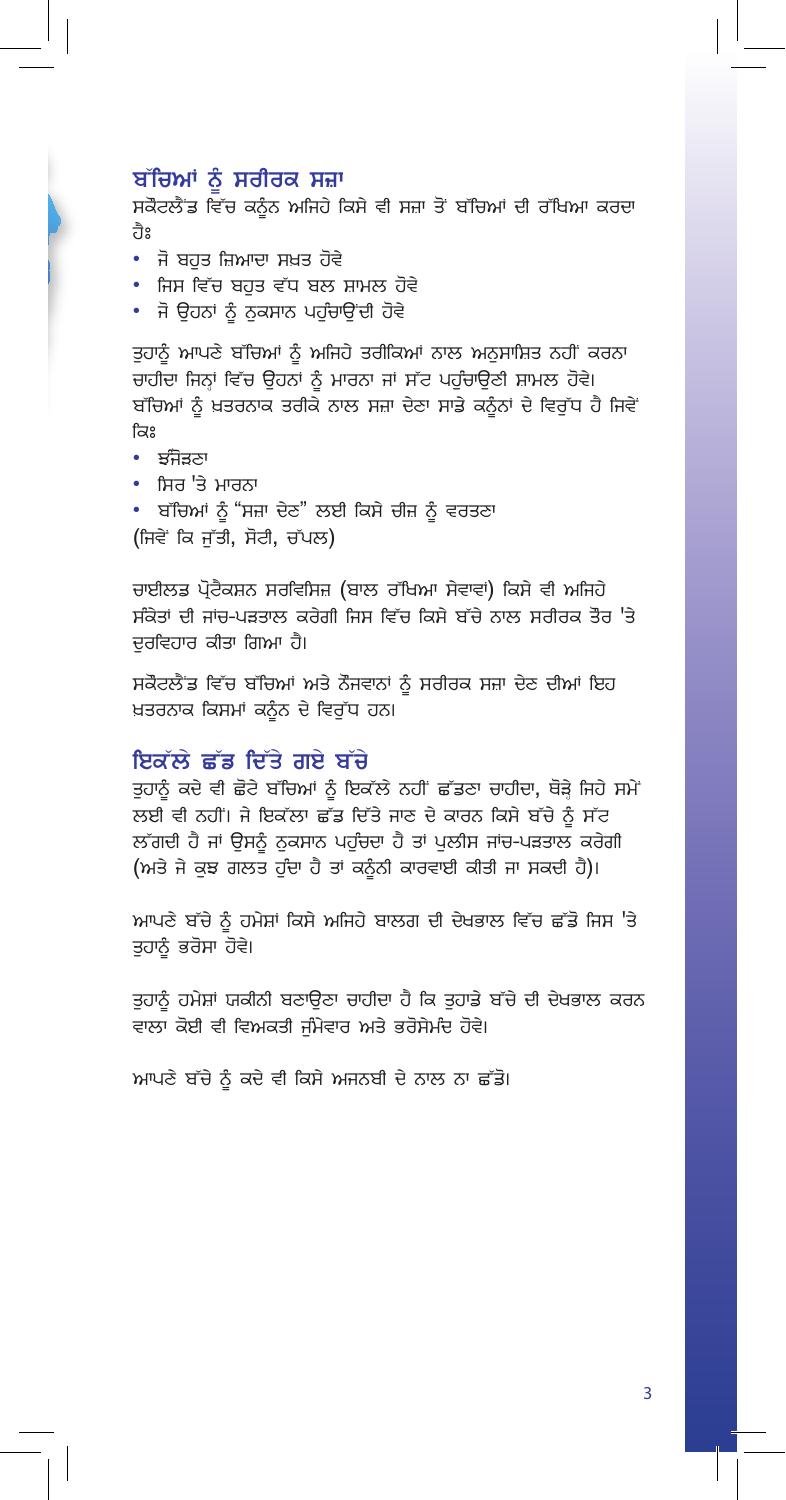## ਬੱਚਿਆਂ ਨੂੰ ਸਰੀਰਕ ਸਜ਼ਾ

ਸਕੌਟਲੈਂਡ ਵਿੱਚ ਕਨੂੰਨ ਅਜਿਹੇ ਕਿਸੇ ਵੀ ਸਜ਼ਾ ਤੋਂ ਬੱਚਿਆਂ ਦੀ ਰੱਖਿਆ ਕਰਦਾ ਹੈਃ

- ਜੋ ਬਹੁਤ ਜ਼ਿਆਦਾ ਸਖ਼ਤ ਹੋਵੇ
- ਜਿਸ ਵਿੱਚ ਬਹੁਤ ਵੱਧ ਬਲ ਸ਼ਾਮਲ ਹੋਵੇ
- ਜੋ ਉਹਨਾਂ ਨੂੰ ਨੁਕਸਾਨ ਪਹੁੰਚਾਉਂਦੀ ਹੋਵੇ

ਤੁਹਾਨੂੰ ਆਪਣੇ ਬੱਚਿਆਂ ਨੂੰ ਅਜਿਹੇ ਤਰੀਕਿਆਂ ਨਾਲ ਅਨੁਸ਼ਾਸ਼ਿਤ ਨਹੀਂ ਕਰਨਾ ਚਾਹੀਦਾ ਜਿਨ੍ਹਾਂ ਵਿੱਚ ਉਹਨਾਂ ਨੂੰ ਮਾਰਨਾ ਜਾਂ ਸੱਟ ਪਹੁੰਚਾਉਣੀ ਸ਼ਾਮਲ ਹੋਵੇ। ਬੱਚਿਆਂ ਨੂੰ ਖ਼ਤਰਨਾਕ ਤਰੀਕੇ ਨਾਲ ਸਜ਼ਾ ਦੇਣਾ ਸਾਡੇ ਕਨੂੰਨਾਂ ਦੇ ਵਿਰੁੱਧ ਹੈ ਜਿਵੇਂ ਕਿਃ

- ਝੰਜੋੜਨਾ
- ਸਿਰ 'ਤੇ ਮਾਰਨਾ
- ਬੱਚਿਆਂ ਨੂੰ "ਸਜ਼ਾ ਦੇਣ" ਲਈ ਕਿਸੇ ਚੀਜ਼ ਨੂੰ ਵਰਤਣਾ

(ਜਿਵੇਂ ਕਿ ਜੁੱਤੀ, ਸੋਟੀ, ਚੱਪਲ)

ਚਾਈਲਡ ਪ੍ਰੋਟੈਕਸ਼ਨ ਸਰਵਿਸਿਜ਼ (ਬਾਲ ਰੱਖਿਆ ਸੇਵਾਵਾਂ) ਕਿਸੇ ਵੀ ਅਜਿਹੇ ਸੰਕੇਤਾਂ ਦੀ ਜਾਂਚ-ਪੜਤਾਲ ਕਰੇਗੀ ਜਿਸ ਵਿੱਚ ਕਿਸੇ ਬੱਚੇ ਨਾਲ ਸਰੀਰਕ ਤੌਰ 'ਤੇ ਦੁਰਵਿਹਾਰ ਕੀਤਾ ਗਿਆ ਹੈ।

ਸਕੌਟਲੈਂਡ ਵਿੱਚ ਬੱਚਿਆਂ ਅਤੇ ਨੌਜਵਾਨਾਂ ਨੂੰ ਸਰੀਰਕ ਸਜ਼ਾ ਦੇਣ ਦੀਆਂ ਇਹ ਖ਼ਤਰਨਾਕ ਕਿਸਮਾਂ ਕਨੂੰਨ ਦੇ ਵਿਰੁੱਧ ਹਨ।

## ਇਕੱਲੇ ਛੱਡ ਦਿੱਤੇ ਗਏ ਬੱਚੇ

ਤੁਹਾਨੂੰ ਕਦੇ ਵੀ ਛੋਟੇ ਬੱਚਿਆਂ ਨੂੰ ਇਕੱਲੇ ਨਹੀਂ ਛੱਡਣਾ ਚਾਹੀਦਾ, ਥੋੜ੍ਹੇ ਜਿਹੇ ਸਮੇਂ ਲਈ ਵੀ ਨਹੀਂ। ਜੇ ਇਕੱਲਾ ਛੱਡ ਦਿੱਤੇ ਜਾਣ ਦੇ ਕਾਰਨ ਕਿਸੇ ਬੱਚੇ ਨੂੰ ਸੱਟ ਲੱਗਦੀ ਹੈ ਜਾਂ ਉਸਨੂੰ ਨੁਕਸਾਨ ਪਹੁੰਚਦਾ ਹੈ ਤਾਂ ਪੁਲੀਸ ਜਾਂਚ-ਪੜਤਾਲ ਕਰੇਗੀ (ਅਤੇ ਜੇ ਕੁਝ ਗਲਤ ਹੁੰਦਾ ਹੈ ਤਾਂ ਕਨੂੰਨੀ ਕਾਰਵਾਈ ਕੀਤੀ ਜਾ ਸਕਦੀ ਹੈ)।

ਆਪਣੇ ਬੱਚੇ ਨੂੰ ਹਮੇਸ਼ਾਂ ਕਿਸੇ ਅਜਿਹੇ ਬਾਲਗ ਦੀ ਦੇਖਭਾਲ ਵਿੱਚ ਛੱਡੋ ਜਿਸ 'ਤੇ ਤੁਹਾਨੂੰ ਭਰੋਸਾ ਹੋਵੇ।

ਤੁਹਾਨੂੰ ਹਮੇਸ਼ਾਂ ਯਕੀਨੀ ਬਣਾਉਣਾ ਚਾਹੀਦਾ ਹੈ ਕਿ ਤੁਹਾਡੇ ਬੱਚੇ ਦੀ ਦੇਖਭਾਲ ਕਰਨ ਵਾਲਾ ਕੋਈ ਵੀ ਵਿਅਕਤੀ ਜ਼ੁੰਮੇਵਾਰ ਅਤੇ ਭਰੋਸੇਮੰਦ ਹੋਵੇ।

ਆਪਣੇ ਬੱਚੇ ਨੂੰ ਕਦੇ ਵੀ ਕਿਸੇ ਅਜਨਬੀ ਦੇ ਨਾਲ ਨਾ ਛੱਡੋ।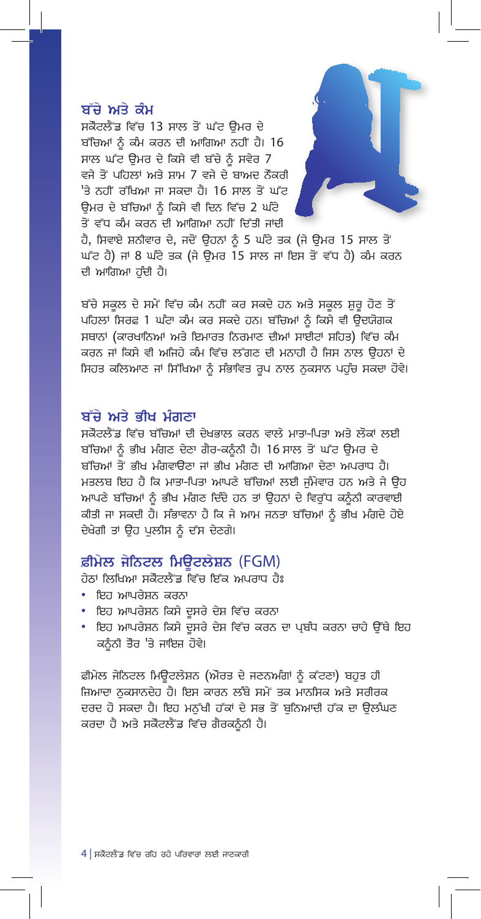## ਬੱਚੇ ਅਤੇ ਕੰਮ

ਸਕੌਟਲੈਂਡ ਵਿੱਚ 13 ਸਾਲ ਤੋਂ ਘੱਟ ਉਮਰ ਦੇ ਬੱਚਿਆਂ ਨੂੰ ਕੰਮ ਕਰਨ ਦੀ ਆਗਿਆ ਨਹੀਂ ਹੈ। 16 ਸਾਲ ਘੱਟ ਉਮਰ ਦੇ ਕਿਸੇ ਵੀ ਬੱਚੇ ਨੂੰ ਸਵੇਰ 7 ਵਜੇ ਤੋਂ ਪਹਿਲਾਂ ਅਤੇ ਸ਼ਾਮ 7 ਵਜੇ ਦੇ ਬਾਅਦ ਨੌਕਰੀ 'ਤੇ ਨਹੀਂ ਰੱਖਿਆ ਜਾ ਸਕਦਾ ਹੈ। 16 ਸਾਲ ਤੋਂ ਘੱਟ ਉਮਰ ਦੇ ਬੱਚਿਆਂ ਨੂੰ ਕਿਸੇ ਵੀ ਦਿਨ ਵਿੱਚ 2 ਘੰਟੇ ਤੋਂ ਵੱਧ ਕੰਮ ਕਰਨ ਦੀ ਆਗਿਆ ਨਹੀਂ ਦਿੱਤੀ ਜਾਂਦੀ ਹੈ, ਸਿਵਾਏ ਸ਼ਨੀਵਾਰ ਦੇ, ਜਦੋਂ ਉਹਨਾਂ ਨੂੰ 5 ਘੰਟੇ ਤਕ (ਜੇ ਉਮਰ 15 ਸਾਲ ਤੋਂ ਘੱਟ ਹੈ) ਜਾਂ 8 ਘੰਟੇ ਤਕ (ਜੇ ਉਮਰ 15 ਸਾਲ ਜਾਂ ਇਸ ਤੋਂ ਵੱਧ ਹੈ) ਕੰਮ ਕਰਨ ਦੀ ਆਗਿਆ ਹੁੰਦੀ ਹੈ।

ਬੱਚੇ ਸਕੂਲ ਦੇ ਸਮੇਂ ਵਿੱਚ ਕੰਮ ਨਹੀਂ ਕਰ ਸਕਦੇ ਹਨ ਅਤੇ ਸਕੂਲ ਸ਼ੁਰੂ ਹੋਣ ਤੋਂ ਪਹਿਲਾਂ ਸਿਰਫ਼ 1 ਘੰਟਾ ਕੰਮ ਕਰ ਸਕਦੇ ਹਨ। ਬੱਚਿਆਂ ਨੂੰ ਕਿਸੇ ਵੀ ਉਦਯੋਗਕ ਸਥਾਨਾਂ (ਕਾਰਖਾਨਿਆਂ ਅਤੇ ਇਮਾਰਤ ਨਿਰਮਾਣ ਦੀਆਂ ਸਾਈਟਾਂ ਸਹਿਤ) ਵਿੱਚ ਕੰਮ ਕਰਨ ਜਾਂ ਕਿਸੇ ਵੀ ਅਜਿਹੇ ਕੰਮ ਵਿੱਚ ਲੱਗਣ ਦੀ ਮਨਾਹੀ ਹੈ ਜਿਸ ਨਾਲ ਉਹਨਾਂ ਦੇ ਸਿਹਤ ਕਲਿਆਣ ਜਾਂ ਸਿੱਖਿਆ ਨੂੰ ਸੰਭਾਵਿਤ ਰੂਪ ਨਾਲ ਨੁਕਸਾਨ ਪਹੁੰਚ ਸਕਦਾ ਹੋਵੇ।

## ਬੱਚੇ ਅਤੇ ਭੀਖ ਮੰਗਣਾ

ਸਕੌਟਲੈਂਡ ਵਿੱਚ ਬੱਚਿਆਂ ਦੀ ਦੇਖਭਾਲ ਕਰਨ ਵਾਲੇ ਮਾਤਾ-ਪਿਤਾ ਅਤੇ ਲੋਕਾਂ ਲਈ ਬੱਚਿਆਂ ਨੂੰ ਭੀਖ ਮੰਗਣ ਦੇਣਾ ਗੈਰ-ਕਨੂੰਨੀ ਹੈ। 16 ਸਾਲ ਤੋਂ ਘੱਟ ਉਮਰ ਦੇ ਬੱਚਿਆਂ ਤੋਂ ਭੀਖ ਮੰਗਵਾਉਣਾ ਜਾਂ ਭੀਖ ਮੰਗਣ ਦੀ ਆਗਿਆ ਦੇਣਾ ਅਪਰਾਧ ਹੈ। ਮਤਲਬ ਇਹ ਹੈ ਕਿ ਮਾਤਾ-ਪਿਤਾ ਆਪਣੇ ਬੱਚਿਆਂ ਲਈ ਜ਼ੁੰਮੇਵਾਰ ਹਨ ਅਤੇ ਜੇ ਉਹ ਆਪਣੇ ਬੱਚਿਆਂ ਨੂੰ ਭੀਖ ਮੰਗਣ ਦਿੰਦੇ ਹਨ ਤਾਂ ਉਹਨਾਂ ਦੇ ਵਿਰੁੱਧ ਕਨੂੰਨੀ ਕਾਰਵਾਈ ਕੀਤੀ ਜਾ ਸਕਦੀ ਹੈ। ਸੰਭਾਵਨਾ ਹੈ ਕਿ ਜੇ ਆਮ ਜਨਤਾ ਬੱਚਿਆਂ ਨੂੰ ਭੀਖ ਮੰਗਦੇ ਹੋਏ ਦੇਖੇਗੀ ਤਾਂ ਉਹ ਪੁਲੀਸ ਨੂੰ ਦੱਸ ਦੇਣਗੇ।

## ਫ਼ੀਮੇਲ ਜੇਨਿਟਲ ਮਿਊਟਲੇਸ਼ਨ (FGM)

ਹੇਠਾਂ ਲਿਖਿਆ ਸਕੌਟਲੈਂਡ ਵਿੱਚ ਇੱਕ ਅਪਰਾਧ ਹੈਃ

- ਇਹ ਆਪਰੇਸ਼ਨ ਕਰਨਾ
- ਇਹ ਆਪਰੇਸ਼ਨ ਕਿਸੇ ਦੂਸਰੇ ਦੇਸ਼ ਵਿੱਚ ਕਰਨਾ
- ਇਹ ਆਪਰੇਸ਼ਨ ਕਿਸੇ ਦੂਸਰੇ ਦੇਸ਼ ਵਿੱਚ ਕਰਨ ਦਾ ਪ੍ਰਬੰਧ ਕਰਨਾ ਚਾਹੇ ਉੱਥੇ ਇਹ ਕਨੂੰਨੀ ਤੌਰ 'ਤੇ ਜਾਇਜ਼ ਹੋਵੇ।

ਫ਼ੀਮੇਲ ਜੇਨਿਟਲ ਮਿਊਟਲੇਸ਼ਨ (ਔਰਤ ਦੇ ਜਣਨਅੰਗਾਂ ਨੂੰ ਕੱਟਣਾ) ਬਹੁਤ ਹੀ ਜ਼ਿਆਦਾ ਨੁਕਸਾਨਦੇਹ ਹੈ। ਇਸ ਕਾਰਨ ਲੰਬੇ ਸਮੇਂ ਤਕ ਮਾਨਸਿਕ ਅਤੇ ਸਰੀਰਕ ਦਰਦ ਹੋ ਸਕਦਾ ਹੈ। ਇਹ ਮਨੁੱਖੀ ਹੱਕਾਂ ਦੇ ਸਭ ਤੋਂ ਬੁਨਿਆਦੀ ਹੱਕ ਦਾ ਉਲੰਘਣ ਕਰਦਾ ਹੈ ਅਤੇ ਸਕੌਟਲੈਂਡ ਵਿੱਚ ਗੈਰਕਨੂੰਨੀ ਹੈ।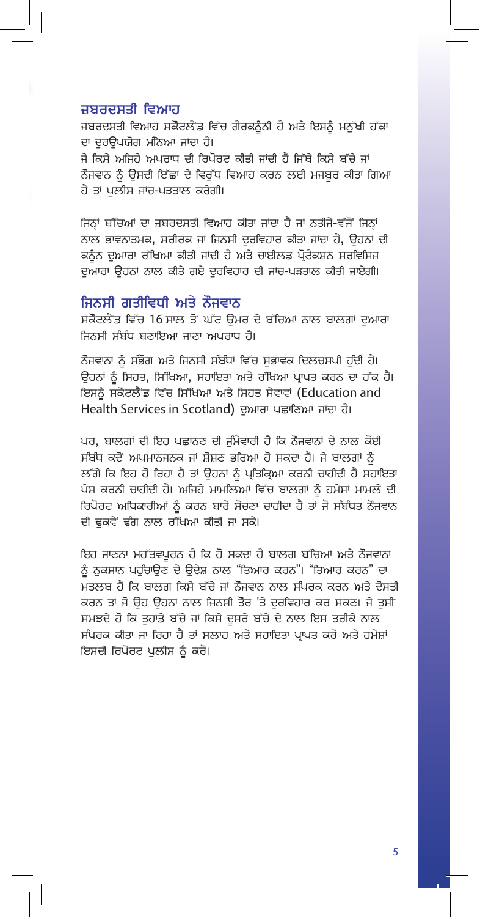## ਜ਼ਬਰਦਸਤੀ ਵਿਆਹ

ਜ਼ਬਰਦਸਤੀ ਵਿਆਹ ਸਕੌਟਲੈਂਡ ਵਿੱਚ ਗੈਰਕਨੂੰਨੀ ਹੈ ਅਤੇ ਇਸਨੂੰ ਮਨੁੱਖੀ ਹੱਕਾਂ ਦਾ ਦੁਰਉਪਯੋਗ ਮੰਨਿਆ ਜਾਂਦਾ ਹੈ।

ਜੇ ਕਿਸੇ ਅਜਿਹੇ ਅਪਰਾਧ ਦੀ ਰਿਪੋਰਟ ਕੀਤੀ ਜਾਂਦੀ ਹੈ ਜਿੱਥੇ ਕਿਸੇ ਬੱਚੇ ਜਾਂ ਨੌਜਵਾਨ ਨੂੰ ਉਸਦੀ ਇੱਛਾ ਦੇ ਵਿਰੁੱਧ ਵਿਆਹ ਕਰਨ ਲਈ ਮਜਬੂਰ ਕੀਤਾ ਗਿਆ ਹੈ ਤਾਂ ਪੁਲੀਸ ਜਾਂਚ-ਪੜਤਾਲ ਕਰੇਗੀ।

ਜਿਨ੍ਹਾਂ ਬੱਚਿਆਂ ਦਾ ਜ਼ਬਰਦਸਤੀ ਵਿਆਹ ਕੀਤਾ ਜਾਂਦਾ ਹੈ ਜਾਂ ਨਤੀਜੇ-ਵੱਜੋਂ ਜਿਨ੍ਹਾਂ ਨਾਲ ਭਾਵਨਾਤਮਕ, ਸਰੀਰਕ ਜਾਂ ਜਿਨਸੀ ਦੁਰਵਿਹਾਰ ਕੀਤਾ ਜਾਂਦਾ ਹੈ, ਉਹਨਾਂ ਦੀ ਕਨੂੰਨ ਦੁਆਰਾ ਰੱਖਿਆ ਕੀਤੀ ਜਾਂਦੀ ਹੈ ਅਤੇ ਚਾਈਲਡ ਪ੍ਰੋਟੈਕਸ਼ਨ ਸਰਵਿਸਿਜ਼ ਦੁਆਰਾ ਉਹਨਾਂ ਨਾਲ ਕੀਤੇ ਗਏ ਦੁਰਵਿਹਾਰ ਦੀ ਜਾਂਚ-ਪੜਤਾਲ ਕੀਤੀ ਜਾਏਗੀ।

## ਜਿਨਸੀ ਗਤੀਵਿਧੀ ਅਤੇ ਨੌਜਵਾਨ

ਸਕੌਟਲੈਂਡ ਵਿੱਚ 16 ਸਾਲ ਤੋਂ ਘੱਟ ਉਮਰ ਦੇ ਬੱਚਿਆਂ ਨਾਲ ਬਾਲਗਾਂ ਦੁਆਰਾ ਜਿਨਸੀ ਸੰਬੰਧ ਬਣਾਇਆ ਜਾਣਾ ਅਪਰਾਧ ਹੈ।

ਨੌਜਵਾਨਾਂ ਨੂੰ ਸੰਭੋਗ ਅਤੇ ਜਿਨਸੀ ਸੰਬੰਧਾਂ ਵਿੱਚ ਸੁਭਾਵਕ ਦਿਲਚਸਪੀ ਹੁੰਦੀ ਹੈ। ਉਹਨਾਂ ਨੂੰ ਸਿਹਤ, ਸਿੱਖਿਆ, ਸਹਾਇਤਾ ਅਤੇ ਰੱਖਿਆ ਪ੍ਰਾਪਤ ਕਰਨ ਦਾ ਹੱਕ ਹੈ। ਇਸਨੂੰ ਸਕੌਟਲੈਂਡ ਵਿੱਚ ਸਿੱਖਿਆ ਅਤੇ ਸਿਹਤ ਸੇਵਾਵਾਂ (Education and Health Services in Scotland) ਦੁਆਰਾ ਪਛਾਣਿਆ ਜਾਂਦਾ ਹੈ।

ਪਰ, ਬਾਲਗਾਂ ਦੀ ਇਹ ਪਛਾਣਣ ਦੀ ਜ਼ੁੰਮੇਵਾਰੀ ਹੈ ਕਿ ਨੌਜਵਾਨਾਂ ਦੇ ਨਾਲ ਕੋਈ ਸੰਬੰਧ ਕਦੋਂ ਅਪਮਾਨਜਨਕ ਜਾਂ ਸ਼ੋਸ਼ਣ ਭਰਿਆ ਹੋ ਸਕਦਾ ਹੈ। ਜੇ ਬਾਲਗਾਂ ਨੂੰ ਲੱਗੇ ਕਿ ਇਹ ਹੋ ਰਿਹਾ ਹੈ ਤਾਂ ਉਹਨਾਂ ਨੂੰ ਪ੍ਰਤਿਕ੍ਰਿਆ ਕਰਨੀ ਚਾਹੀਦੀ ਹੈ ਸਹਾਇਤਾ ਪੇਸ਼ ਕਰਨੀ ਚਾਹੀਦੀ ਹੈ। ਅਜਿਹੇ ਮਾਮਲਿਆਂ ਵਿੱਚ ਬਾਲਗਾਂ ਨੂੰ ਹਮੇਸ਼ਾਂ ਮਾਮਲੇ ਦੀ ਰਿਪੋਰਟ ਅਧਿਕਾਰੀਆਂ ਨੂੰ ਕਰਨ ਬਾਰੇ ਸੋਚਣਾ ਚਾਹੀਦਾ ਹੈ ਤਾਂ ਜੋ ਸੰਬੰਧਤ ਨੌਜਵਾਨ ਦੀ ਢੁਕਵੇਂ ਢੰਗ ਨਾਲ ਰੱਖਿਆ ਕੀਤੀ ਜਾ ਸਕੇ।

ਇਹ ਜਾਣਨਾ ਮਹੱਤਵਪੂਰਨ ਹੈ ਕਿ ਹੋ ਸਕਦਾ ਹੈ ਬਾਲਗ ਬੱਚਿਆਂ ਅਤੇ ਨੌਜਵਾਨਾਂ ਨੂੰ ਨੁਕਸਾਨ ਪਹੁੰਚਾਉਣ ਦੇ ਉਦੇਸ਼ ਨਾਲ "ਤਿਆਰ ਕਰਨ"। "ਤਿਆਰ ਕਰਨ" ਦਾ ਮਤਲਬ ਹੈ ਕਿ ਬਾਲਗ ਕਿਸੇ ਬੱਚੇ ਜਾਂ ਨੌਜਵਾਨ ਨਾਲ ਸੰਪਰਕ ਕਰਨ ਅਤੇ ਦੋਸਤੀ ਕਰਨ ਤਾਂ ਜੋ ਉਹ ਉਹਨਾਂ ਨਾਲ ਜਿਨਸੀ ਤੌਰ 'ਤੇ ਦੁਰਵਿਹਾਰ ਕਰ ਸਕਣ। ਜੇ ਤੁਸੀਂ ਸਮਝਦੇ ਹੋ ਕਿ ਤੁਹਾਡੇ ਬੱਚੇ ਜਾਂ ਕਿਸੇ ਦੂਸਰੇ ਬੱਚੇ ਦੇ ਨਾਲ ਇਸ ਤਰੀਕੇ ਨਾਲ ਸੰਪਰਕ ਕੀਤਾ ਜਾ ਰਿਹਾ ਹੈ ਤਾਂ ਸਲਾਹ ਅਤੇ ਸਹਾਇਤਾ ਪ੍ਰਾਪਤ ਕਰੋ ਅਤੇ ਹਮੇਸ਼ਾਂ ਇਸਦੀ ਰਿਪੋਰਟ ਪੁਲੀਸ ਨੂੰ ਕਰੋ।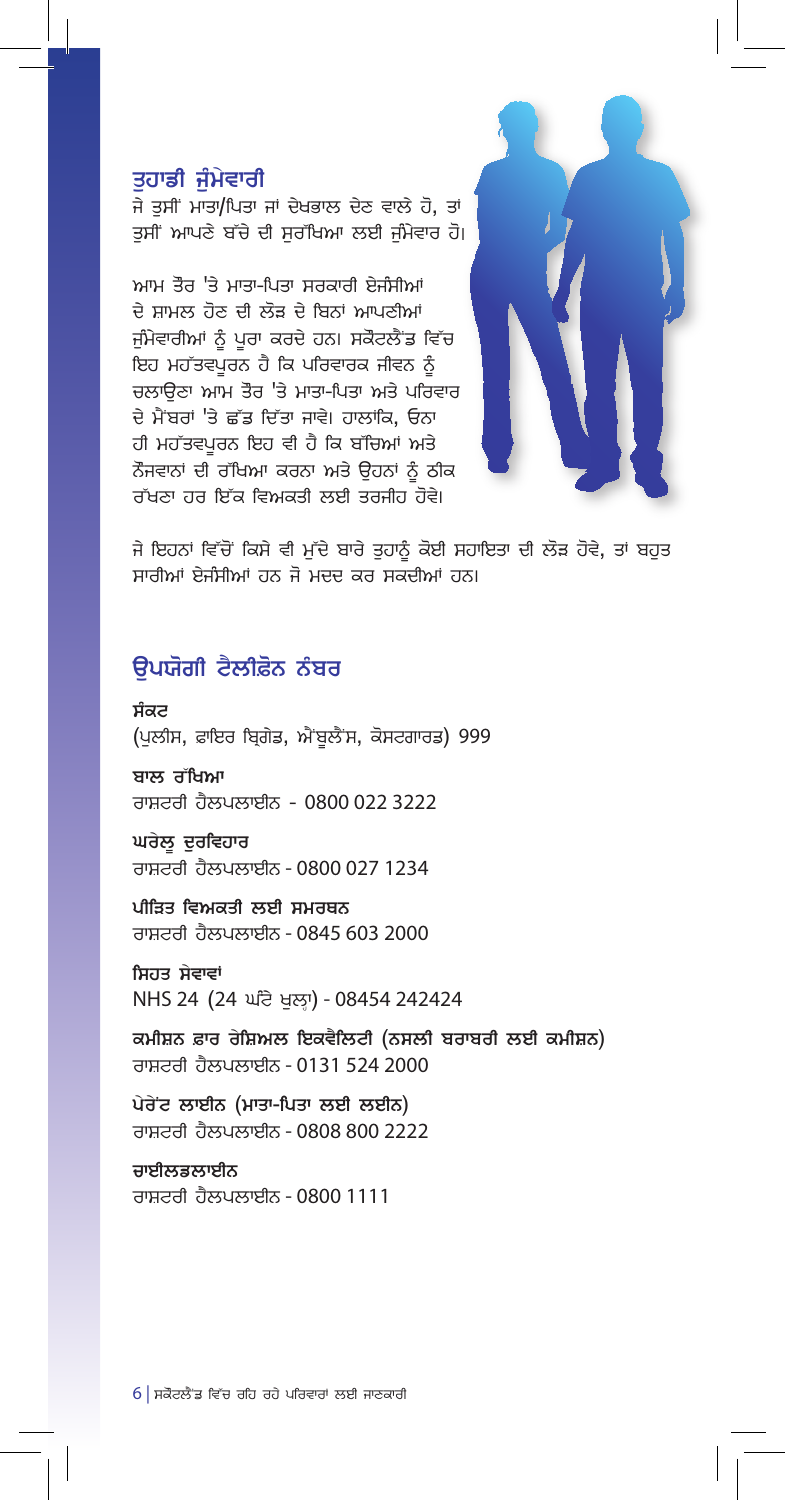## ਤੁਹਾਡੀ ਜ਼ੁੰਮੇਵਾਰੀ

ਜੇ ਤੁਸੀਂ ਮਾਤਾ/ਪਿਤਾ ਜਾਂ ਦੇਖਭਾਲ ਦੇਣ ਵਾਲੇ ਹੋ, ਤਾਂ ਤੁਸੀਂ ਆਪਣੇ ਬੱਚੇ ਦੀ ਸੁਰੱਖਿਆ ਲਈ ਜ਼ੁੰਮੇਵਾਰ ਹੋ।

ਆਮ ਤੌਰ 'ਤੇ ਮਾਤਾ-ਪਿਤਾ ਸਰਕਾਰੀ ਏਜੰਸੀਆਂ ਦੇ ਸ਼ਾਮਲ ਹੋਣ ਦੀ ਲੋੜ ਦੇ ਬਿਨਾਂ ਆਪਣੀਆਂ ਜ਼ੁੰਮੇਵਾਰੀਆਂ ਨੂੰ ਪੂਰਾ ਕਰਦੇ ਹਨ। ਸਕੌਟਲੈਂਡ ਵਿੱਚ ਇਹ ਮਹੱਤਵਪੂਰਨ ਹੈ ਕਿ ਪਰਿਵਾਰਕ ਜੀਵਨ ਨੂੰ ਚਲਾਉਣਾ ਆਮ ਤੌਰ 'ਤੇ ਮਾਤਾ-ਪਿਤਾ ਅਤੇ ਪਰਿਵਾਰ ਦੇ ਮੈਂਬਰਾਂ 'ਤੇ ਛੱਡ ਦਿੱਤਾ ਜਾਵੇ। ਹਾਲਾਂਕਿ, ਓਨਾ ਹੀ ਮਹੱਤਵਪੂਰਨ ਇਹ ਵੀ ਹੈ ਕਿ ਬੱਚਿਆਂ ਅਤੇ ਨੌਜਵਾਨਾਂ ਦੀ ਰੱਖਿਆ ਕਰਨਾ ਅਤੇ ਉਹਨਾਂ ਨੂੰ ਠੀਕ ਰੱਖਣਾ ਹਰ ਇੱਕ ਵਿਅਕਤੀ ਲਈ ਤਰਜੀਹ ਹੋਵੇ।

ਜੇ ਇਹਨਾਂ ਵਿੱਚੋਂ ਕਿਸੇ ਵੀ ਮੁੱਦੇ ਬਾਰੇ ਤੁਹਾਨੂੰ ਕੋਈ ਸਹਾਇਤਾ ਦੀ ਲੋੜ ਹੋਵੇ, ਤਾਂ ਬਹੁਤ ਸਾਰੀਆਂ ਏਜੰਸੀਆਂ ਹਨ ਜੋ ਮਦਦ ਕਰ ਸਕਦੀਆਂ ਹਨ।

## ਉਪਯੋਗੀ ਟੈਲੀਫ਼ੋਨ ਨੰਬਰ

**ਸੰਕਟ**
(ਪੁਲੀਸ, ਫਾਇਰ ਬ੍ਰਿਗੇਡ, ਐਂਬੂਲੈਂਸ, ਕੋਸਟਗਾਰਡ) 999

**ਬਾਲ ਰੱਖਿਆ**
ਰਾਸ਼ਟਰੀ ਹੈਲਪਲਾਈਨ - 0800 022 3222

**ਘਰੇਲੂ ਦੁਰਵਿਹਾਰ**
ਰਾਸ਼ਟਰੀ ਹੈਲਪਲਾਈਨ - 0800 027 1234

**ਪੀੜਿਤ ਵਿਅਕਤੀ ਲਈ ਸਮਰਥਨ**
ਰਾਸ਼ਟਰੀ ਹੈਲਪਲਾਈਨ - 0845 603 2000

**ਸਿਹਤ ਸੇਵਾਵਾਂ**
NHS 24 (24 ਘੰਟੇ ਖੁਲ੍ਹਾ) - 08454 242424

**ਕਮੀਸ਼ਨ ਫ਼ਾਰ ਰੇਸ਼ਿਅਲ ਇਕਵੈਲਿਟੀ (ਨਸਲੀ ਬਰਾਬਰੀ ਲਈ ਕਮੀਸ਼ਨ)**
ਰਾਸ਼ਟਰੀ ਹੈਲਪਲਾਈਨ - 0131 524 2000

**ਪੇਰੇਂਟ ਲਾਈਨ (ਮਾਤਾ-ਪਿਤਾ ਲਈ ਲਈਨ)**
ਰਾਸ਼ਟਰੀ ਹੈਲਪਲਾਈਨ - 0808 800 2222

**ਚਾਈਲਡਲਾਈਨ**
ਰਾਸ਼ਟਰੀ ਹੈਲਪਲਾਈਨ - 0800 1111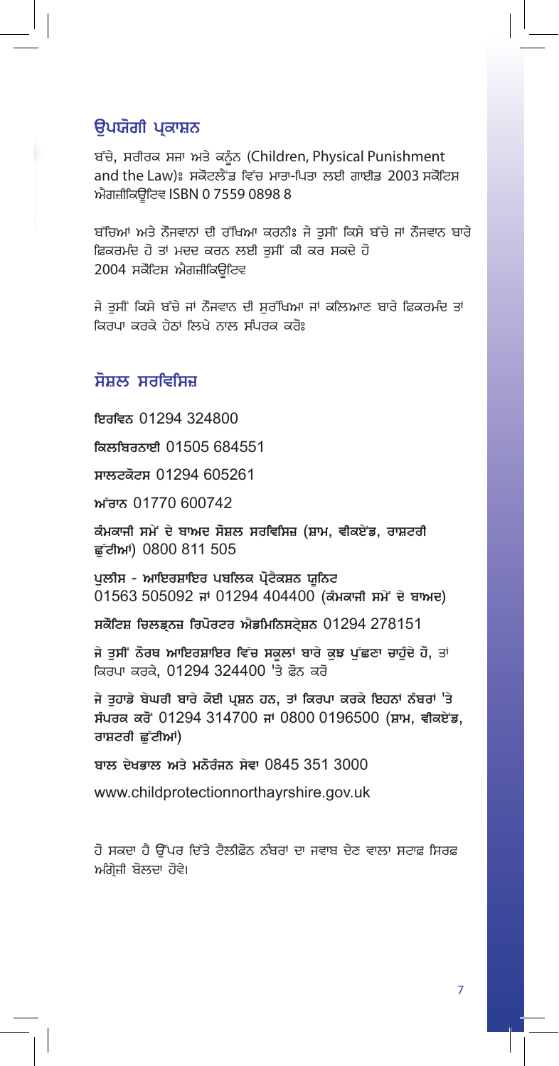## ਉਪਯੋਗੀ ਪ੍ਰਕਾਸ਼ਨ

ਬੱਚੇ, ਸਰੀਰਕ ਸਜ਼ਾ ਅਤੇ ਕਨੂੰਨ (Children, Physical Punishment and the Law)ঃ ਸਕੌਟਲੈਂਡ ਵਿੱਚ ਮਾਤਾ-ਪਿਤਾ ਲਈ ਗਾਈਡ 2003 ਸਕੌਟਿਸ਼ ਐਗਜ਼ੀਕਿਊਟਿਵ ISBN 0 7559 0898 8

ਬੱਚਿਆਂ ਅਤੇ ਨੌਜਵਾਨਾਂ ਦੀ ਰੱਖਿਆ ਕਰਨੀঃ ਜੇ ਤੁਸੀਂ ਕਿਸੇ ਬੱਚੇ ਜਾਂ ਨੌਜਵਾਨ ਬਾਰੇ ਫ਼ਿਕਰਮੰਦ ਹੋ ਤਾਂ ਮਦਦ ਕਰਨ ਲਈ ਤੁਸੀਂ ਕੀ ਕਰ ਸਕਦੇ ਹੋ 2004 ਸਕੌਟਿਸ਼ ਐਗਜ਼ੀਕਿਊਟਿਵ

ਜੇ ਤੁਸੀਂ ਕਿਸੇ ਬੱਚੇ ਜਾਂ ਨੌਜਵਾਨ ਦੀ ਸੁਰੱਖਿਆ ਜਾਂ ਕਲਿਆਣ ਬਾਰੇ ਫ਼ਿਕਰਮੰਦ ਤਾਂ ਕਿਰਪਾ ਕਰਕੇ ਹੇਠਾਂ ਲਿਖੇ ਨਾਲ ਸੰਪਰਕ ਕਰੋঃ

## ਸੋਸ਼ਲ ਸਰਵਿਸਿਜ਼

**ਇਰਵਿਨ** 01294 324800

**ਕਿਲਬਿਰਨਾਈ** 01505 684551

**ਸਾਲਟਕੋਟਸ** 01294 605261

**ਅੱਰਾਨ** 01770 600742

**ਕੰਮਕਾਜੀ ਸਮੇਂ ਦੇ ਬਾਅਦ ਸੋਸ਼ਲ ਸਰਵਿਸਿਜ਼ (ਸ਼ਾਮ, ਵੀਕਏਂਡ, ਰਾਸ਼ਟਰੀ ਛੁੱਟੀਆਂ)** 0800 811 505

**ਪੁਲੀਸ - ਆਇਰਸ਼ਾਇਰ ਪਬਲਿਕ ਪ੍ਰੋਟੈਕਸ਼ਨ ਯੂਨਿਟ**
01563 505092 **ਜਾਂ** 01294 404400 **(ਕੰਮਕਾਜੀ ਸਮੇਂ ਦੇ ਬਾਅਦ)**

**ਸਕੌਟਿਸ਼ ਚਿਲਡ੍ਰਨਜ਼ ਰਿਪੋਰਟਰ ਐਡਮਿਨਿਸਟ੍ਰੇਸ਼ਨ** 01294 278151

**ਜੇ ਤੁਸੀਂ ਨੌਰਥ ਆਇਰਸ਼ਾਇਰ ਵਿੱਚ ਸਕੂਲਾਂ ਬਾਰੇ ਕੁਝ ਪੁੱਛਣਾ ਚਾਹੁੰਦੇ ਹੋ, ਤਾਂ** ਕਿਰਪਾ ਕਰਕੇ, 01294 324400 'ਤੇ ਫ਼ੋਨ ਕਰੋ

**ਜੇ ਤੁਹਾਡੇ ਬੇਘਰੀ ਬਾਰੇ ਕੋਈ ਪ੍ਰਸ਼ਨ ਹਨ, ਤਾਂ ਕਿਰਪਾ ਕਰਕੇ ਇਹਨਾਂ ਨੰਬਰਾਂ 'ਤੇ ਸੰਪਰਕ ਕਰੋਂ** 01294 314700 **ਜਾਂ** 0800 0196500 **(ਸ਼ਾਮ, ਵੀਕਏਂਡ, ਰਾਸ਼ਟਰੀ ਛੁੱਟੀਆਂ)**

**ਬਾਲ ਦੇਖਭਾਲ ਅਤੇ ਮਨੋਰੰਜਨ ਸੇਵਾ** 0845 351 3000

www.childprotectionnorthayrshire.gov.uk

ਹੋ ਸਕਦਾ ਹੈ ਉੱਪਰ ਦਿੱਤੇ ਟੈਲੀਫ਼ੋਨ ਨੰਬਰਾਂ ਦਾ ਜਵਾਬ ਦੇਣ ਵਾਲਾ ਸਟਾਫ਼ ਸਿਰਫ਼ ਅੰਗ੍ਰੇਜ਼ੀ ਬੋਲਦਾ ਹੋਵੇ।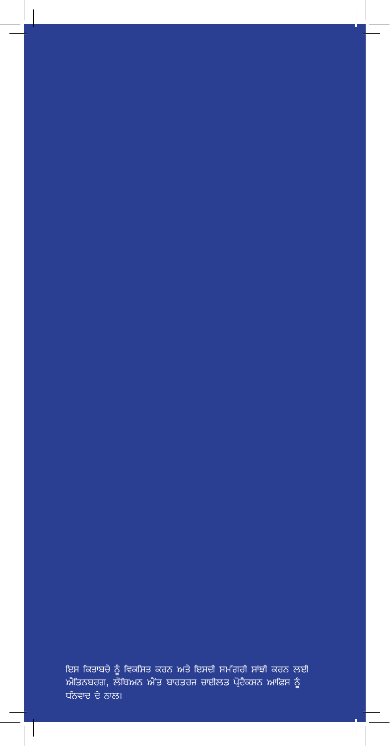ਇਸ ਕਿਤਾਬਚੇ ਨੂੰ ਵਿਕਸਿਤ ਕਰਨ ਅਤੇ ਇਸਦੀ ਸਮੱਗਰੀ ਸਾਂਝੀ ਕਰਨ ਲਈ ਐਡਿਨਬਰਗ, ਲੋਥਿਅਨ ਐਂਡ ਬਾਰਡਰਜ਼ ਚਾਈਲਡ ਪ੍ਰੋਟੈਕਸ਼ਨ ਆਫ਼ਿਸ ਨੂੰ ਧੰਨਵਾਦ ਦੇ ਨਾਲ।